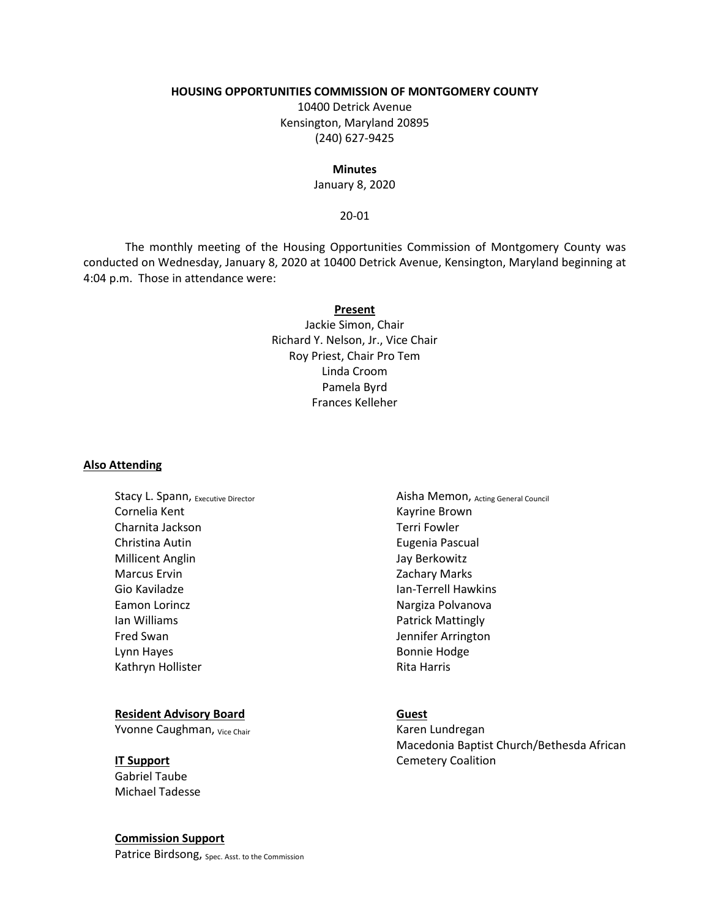**HOUSING OPPORTUNITIES COMMISSION OF MONTGOMERY COUNTY**

10400 Detrick Avenue
Kensington, Maryland 20895
(240) 627-9425

**Minutes**

January 8, 2020

20-01

The monthly meeting of the Housing Opportunities Commission of Montgomery County was conducted on Wednesday, January 8, 2020 at 10400 Detrick Avenue, Kensington, Maryland beginning at 4:04 p.m. Those in attendance were:

**Present**

Jackie Simon, Chair
Richard Y. Nelson, Jr., Vice Chair
Roy Priest, Chair Pro Tem
Linda Croom
Pamela Byrd
Frances Kelleher

**Also Attending**

Stacy L. Spann, Executive Director
Cornelia Kent
Charnita Jackson
Christina Autin
Millicent Anglin
Marcus Ervin
Gio Kaviladze
Eamon Lorincz
Ian Williams
Fred Swan
Lynn Hayes
Kathryn Hollister
Aisha Memon, Acting General Council
Kayrine Brown
Terri Fowler
Eugenia Pascual
Jay Berkowitz
Zachary Marks
Ian-Terrell Hawkins
Nargiza Polvanova
Patrick Mattingly
Jennifer Arrington
Bonnie Hodge
Rita Harris

**Resident Advisory Board**

Yvonne Caughman, Vice Chair

**IT Support**

Gabriel Taube
Michael Tadesse

**Guest**

Karen Lundregan
Macedonia Baptist Church/Bethesda African Cemetery Coalition

**Commission Support**

Patrice Birdsong, Spec. Asst. to the Commission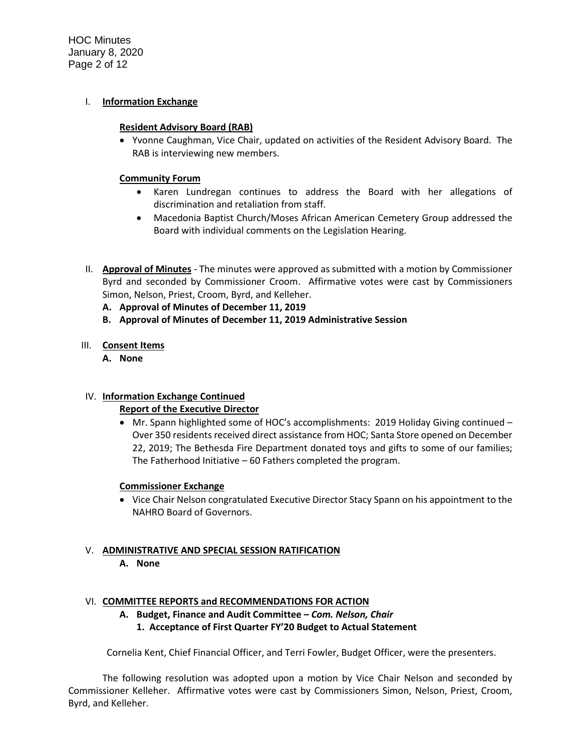## I. Information Exchange

**Resident Advisory Board (RAB)**

- Yvonne Caughman, Vice Chair, updated on activities of the Resident Advisory Board. The RAB is interviewing new members.

**Community Forum**

- Karen Lundregan continues to address the Board with her allegations of discrimination and retaliation from staff.
- Macedonia Baptist Church/Moses African American Cemetery Group addressed the Board with individual comments on the Legislation Hearing.

## II. Approval of Minutes

The minutes were approved as submitted with a motion by Commissioner Byrd and seconded by Commissioner Croom. Affirmative votes were cast by Commissioners Simon, Nelson, Priest, Croom, Byrd, and Kelleher.

**A. Approval of Minutes of December 11, 2019**

**B. Approval of Minutes of December 11, 2019 Administrative Session**

## III. Consent Items

**A. None**

## IV. Information Exchange Continued

**Report of the Executive Director**

- Mr. Spann highlighted some of HOC's accomplishments: 2019 Holiday Giving continued – Over 350 residents received direct assistance from HOC; Santa Store opened on December 22, 2019; The Bethesda Fire Department donated toys and gifts to some of our families; The Fatherhood Initiative – 60 Fathers completed the program.

**Commissioner Exchange**

- Vice Chair Nelson congratulated Executive Director Stacy Spann on his appointment to the NAHRO Board of Governors.

## V. ADMINISTRATIVE AND SPECIAL SESSION RATIFICATION

**A. None**

## VI. COMMITTEE REPORTS and RECOMMENDATIONS FOR ACTION

**A. Budget, Finance and Audit Committee – *Com. Nelson, Chair***

**1. Acceptance of First Quarter FY'20 Budget to Actual Statement**

Cornelia Kent, Chief Financial Officer, and Terri Fowler, Budget Officer, were the presenters.

The following resolution was adopted upon a motion by Vice Chair Nelson and seconded by Commissioner Kelleher. Affirmative votes were cast by Commissioners Simon, Nelson, Priest, Croom, Byrd, and Kelleher.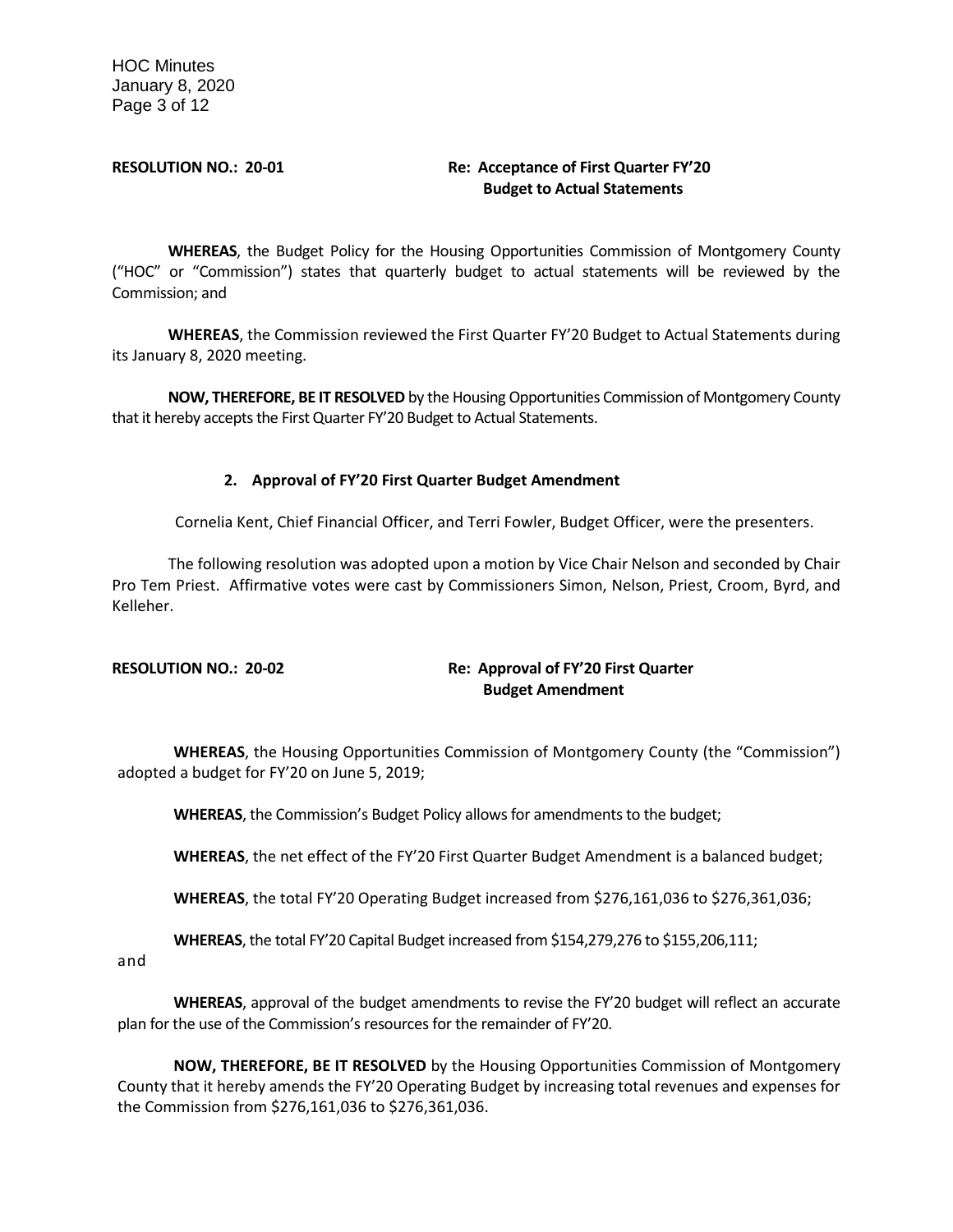**RESOLUTION NO.: 20-01** **Re: Acceptance of First Quarter FY'20 Budget to Actual Statements**

**WHEREAS**, the Budget Policy for the Housing Opportunities Commission of Montgomery County ("HOC" or "Commission") states that quarterly budget to actual statements will be reviewed by the Commission; and

**WHEREAS**, the Commission reviewed the First Quarter FY'20 Budget to Actual Statements during its January 8, 2020 meeting.

**NOW, THEREFORE, BE IT RESOLVED** by the Housing Opportunities Commission of Montgomery County that it hereby accepts the First Quarter FY'20 Budget to Actual Statements.

**2. Approval of FY'20 First Quarter Budget Amendment**

Cornelia Kent, Chief Financial Officer, and Terri Fowler, Budget Officer, were the presenters.

The following resolution was adopted upon a motion by Vice Chair Nelson and seconded by Chair Pro Tem Priest. Affirmative votes were cast by Commissioners Simon, Nelson, Priest, Croom, Byrd, and Kelleher.

**RESOLUTION NO.: 20-02** **Re: Approval of FY'20 First Quarter Budget Amendment**

**WHEREAS**, the Housing Opportunities Commission of Montgomery County (the "Commission") adopted a budget for FY'20 on June 5, 2019;

**WHEREAS**, the Commission's Budget Policy allows for amendments to the budget;

**WHEREAS**, the net effect of the FY'20 First Quarter Budget Amendment is a balanced budget;

**WHEREAS**, the total FY'20 Operating Budget increased from $276,161,036 to $276,361,036;

**WHEREAS**, the total FY'20 Capital Budget increased from $154,279,276 to $155,206,111; and

**WHEREAS**, approval of the budget amendments to revise the FY'20 budget will reflect an accurate plan for the use of the Commission's resources for the remainder of FY'20.

**NOW, THEREFORE, BE IT RESOLVED** by the Housing Opportunities Commission of Montgomery County that it hereby amends the FY'20 Operating Budget by increasing total revenues and expenses for the Commission from $276,161,036 to $276,361,036.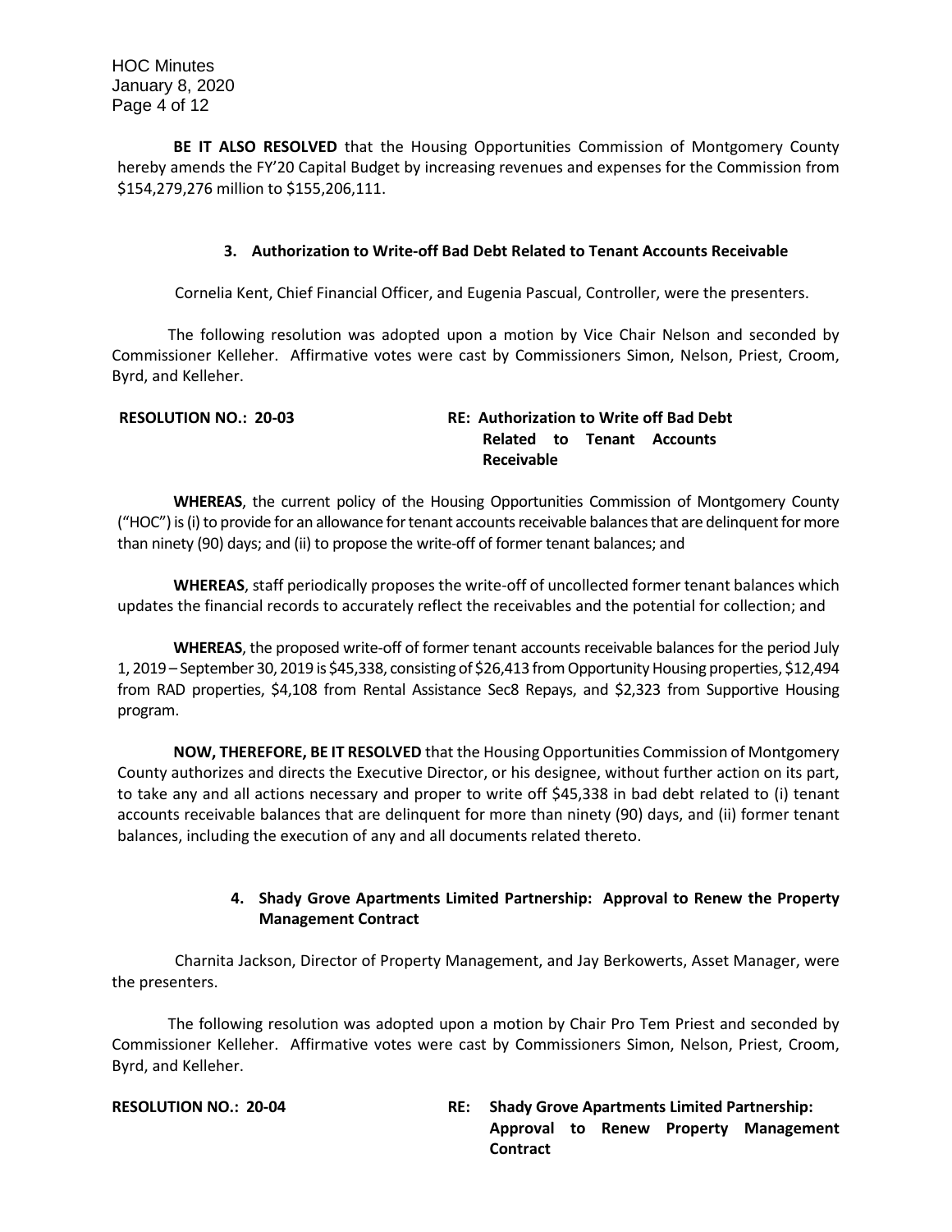**BE IT ALSO RESOLVED** that the Housing Opportunities Commission of Montgomery County hereby amends the FY'20 Capital Budget by increasing revenues and expenses for the Commission from $154,279,276 million to $155,206,111.

### 3. Authorization to Write-off Bad Debt Related to Tenant Accounts Receivable

Cornelia Kent, Chief Financial Officer, and Eugenia Pascual, Controller, were the presenters.

The following resolution was adopted upon a motion by Vice Chair Nelson and seconded by Commissioner Kelleher. Affirmative votes were cast by Commissioners Simon, Nelson, Priest, Croom, Byrd, and Kelleher.

**RESOLUTION NO.: 20-03** **RE: Authorization to Write off Bad Debt Related to Tenant Accounts Receivable**

**WHEREAS**, the current policy of the Housing Opportunities Commission of Montgomery County ("HOC") is (i) to provide for an allowance for tenant accounts receivable balances that are delinquent for more than ninety (90) days; and (ii) to propose the write-off of former tenant balances; and

**WHEREAS**, staff periodically proposes the write-off of uncollected former tenant balances which updates the financial records to accurately reflect the receivables and the potential for collection; and

**WHEREAS**, the proposed write-off of former tenant accounts receivable balances for the period July 1, 2019 – September 30, 2019 is $45,338, consisting of $26,413 from Opportunity Housing properties, $12,494 from RAD properties, $4,108 from Rental Assistance Sec8 Repays, and $2,323 from Supportive Housing program.

**NOW, THEREFORE, BE IT RESOLVED** that the Housing Opportunities Commission of Montgomery County authorizes and directs the Executive Director, or his designee, without further action on its part, to take any and all actions necessary and proper to write off $45,338 in bad debt related to (i) tenant accounts receivable balances that are delinquent for more than ninety (90) days, and (ii) former tenant balances, including the execution of any and all documents related thereto.

### 4. Shady Grove Apartments Limited Partnership: Approval to Renew the Property Management Contract

Charnita Jackson, Director of Property Management, and Jay Berkowerts, Asset Manager, were the presenters.

The following resolution was adopted upon a motion by Chair Pro Tem Priest and seconded by Commissioner Kelleher. Affirmative votes were cast by Commissioners Simon, Nelson, Priest, Croom, Byrd, and Kelleher.

**RESOLUTION NO.: 20-04** **RE: Shady Grove Apartments Limited Partnership: Approval to Renew Property Management Contract**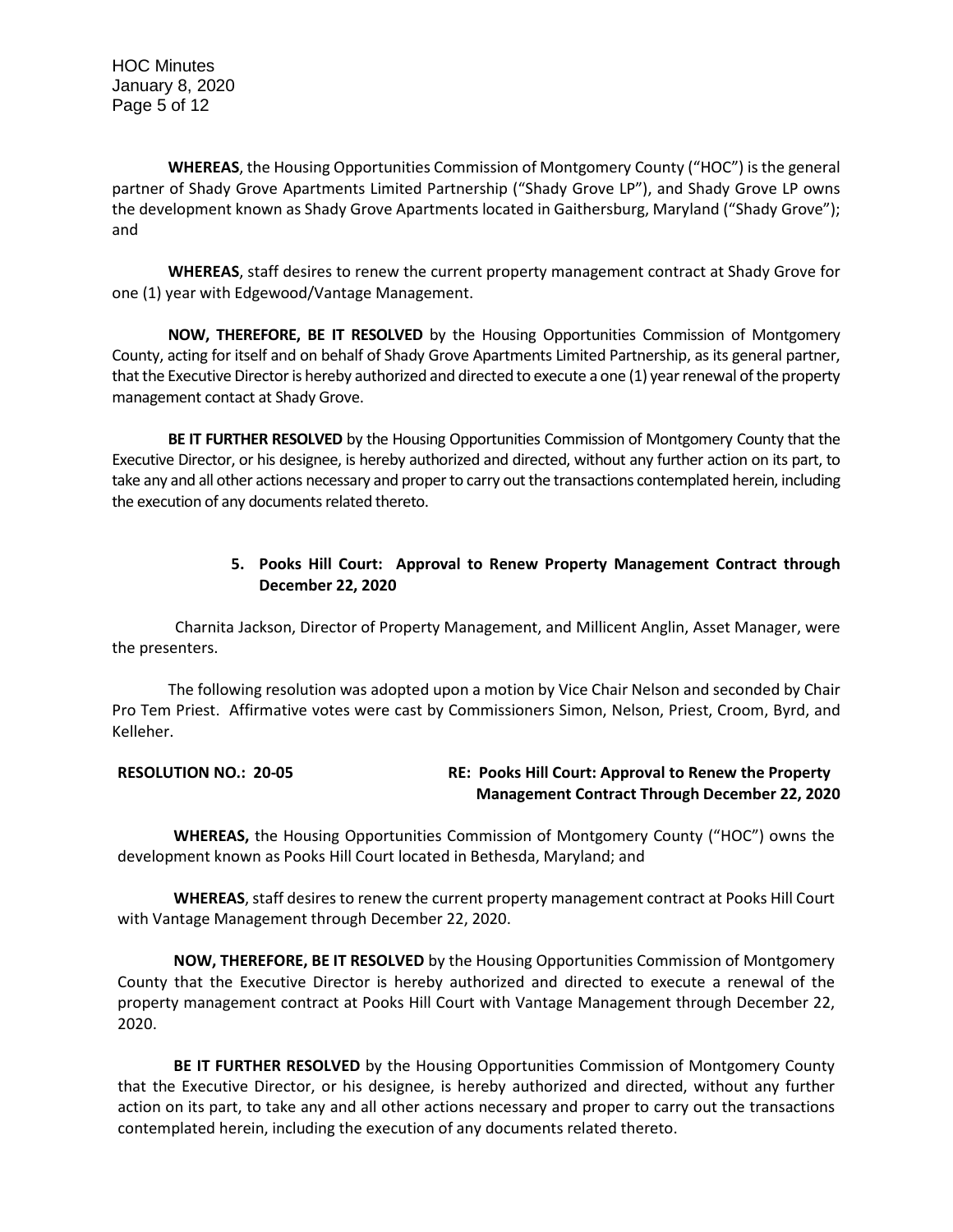**WHEREAS**, the Housing Opportunities Commission of Montgomery County ("HOC") is the general partner of Shady Grove Apartments Limited Partnership ("Shady Grove LP"), and Shady Grove LP owns the development known as Shady Grove Apartments located in Gaithersburg, Maryland ("Shady Grove"); and

**WHEREAS**, staff desires to renew the current property management contract at Shady Grove for one (1) year with Edgewood/Vantage Management.

**NOW, THEREFORE, BE IT RESOLVED** by the Housing Opportunities Commission of Montgomery County, acting for itself and on behalf of Shady Grove Apartments Limited Partnership, as its general partner, that the Executive Director is hereby authorized and directed to execute a one (1) year renewal of the property management contact at Shady Grove.

**BE IT FURTHER RESOLVED** by the Housing Opportunities Commission of Montgomery County that the Executive Director, or his designee, is hereby authorized and directed, without any further action on its part, to take any and all other actions necessary and proper to carry out the transactions contemplated herein, including the execution of any documents related thereto.

**5. Pooks Hill Court: Approval to Renew Property Management Contract through December 22, 2020**

Charnita Jackson, Director of Property Management, and Millicent Anglin, Asset Manager, were the presenters.

The following resolution was adopted upon a motion by Vice Chair Nelson and seconded by Chair Pro Tem Priest. Affirmative votes were cast by Commissioners Simon, Nelson, Priest, Croom, Byrd, and Kelleher.

**RESOLUTION NO.: 20-05** **RE: Pooks Hill Court: Approval to Renew the Property Management Contract Through December 22, 2020**

**WHEREAS,** the Housing Opportunities Commission of Montgomery County ("HOC") owns the development known as Pooks Hill Court located in Bethesda, Maryland; and

**WHEREAS**, staff desires to renew the current property management contract at Pooks Hill Court with Vantage Management through December 22, 2020.

**NOW, THEREFORE, BE IT RESOLVED** by the Housing Opportunities Commission of Montgomery County that the Executive Director is hereby authorized and directed to execute a renewal of the property management contract at Pooks Hill Court with Vantage Management through December 22, 2020.

**BE IT FURTHER RESOLVED** by the Housing Opportunities Commission of Montgomery County that the Executive Director, or his designee, is hereby authorized and directed, without any further action on its part, to take any and all other actions necessary and proper to carry out the transactions contemplated herein, including the execution of any documents related thereto.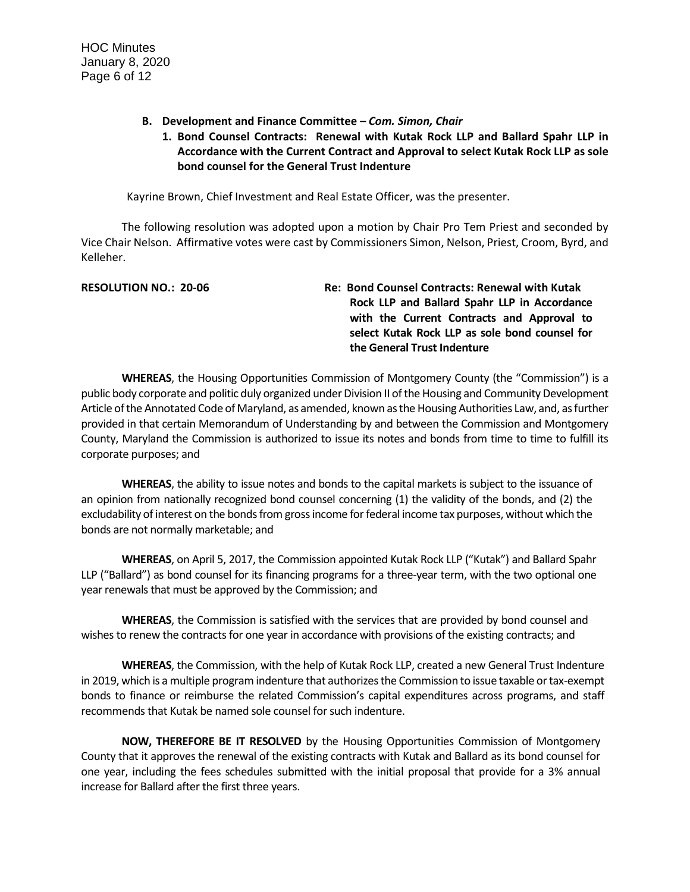**B. Development and Finance Committee – *Com. Simon, Chair***

**1. Bond Counsel Contracts: Renewal with Kutak Rock LLP and Ballard Spahr LLP in Accordance with the Current Contract and Approval to select Kutak Rock LLP as sole bond counsel for the General Trust Indenture**

Kayrine Brown, Chief Investment and Real Estate Officer, was the presenter.

The following resolution was adopted upon a motion by Chair Pro Tem Priest and seconded by Vice Chair Nelson. Affirmative votes were cast by Commissioners Simon, Nelson, Priest, Croom, Byrd, and Kelleher.

**RESOLUTION NO.: 20-06**

**Re: Bond Counsel Contracts: Renewal with Kutak Rock LLP and Ballard Spahr LLP in Accordance with the Current Contracts and Approval to select Kutak Rock LLP as sole bond counsel for the General Trust Indenture**

**WHEREAS**, the Housing Opportunities Commission of Montgomery County (the "Commission") is a public body corporate and politic duly organized under Division II of the Housing and Community Development Article of the Annotated Code of Maryland, as amended, known as the Housing Authorities Law, and, as further provided in that certain Memorandum of Understanding by and between the Commission and Montgomery County, Maryland the Commission is authorized to issue its notes and bonds from time to time to fulfill its corporate purposes; and

**WHEREAS**, the ability to issue notes and bonds to the capital markets is subject to the issuance of an opinion from nationally recognized bond counsel concerning (1) the validity of the bonds, and (2) the excludability of interest on the bonds from gross income for federal income tax purposes, without which the bonds are not normally marketable; and

**WHEREAS**, on April 5, 2017, the Commission appointed Kutak Rock LLP ("Kutak") and Ballard Spahr LLP ("Ballard") as bond counsel for its financing programs for a three-year term, with the two optional one year renewals that must be approved by the Commission; and

**WHEREAS**, the Commission is satisfied with the services that are provided by bond counsel and wishes to renew the contracts for one year in accordance with provisions of the existing contracts; and

**WHEREAS**, the Commission, with the help of Kutak Rock LLP, created a new General Trust Indenture in 2019, which is a multiple program indenture that authorizes the Commission to issue taxable or tax-exempt bonds to finance or reimburse the related Commission's capital expenditures across programs, and staff recommends that Kutak be named sole counsel for such indenture.

**NOW, THEREFORE BE IT RESOLVED** by the Housing Opportunities Commission of Montgomery County that it approves the renewal of the existing contracts with Kutak and Ballard as its bond counsel for one year, including the fees schedules submitted with the initial proposal that provide for a 3% annual increase for Ballard after the first three years.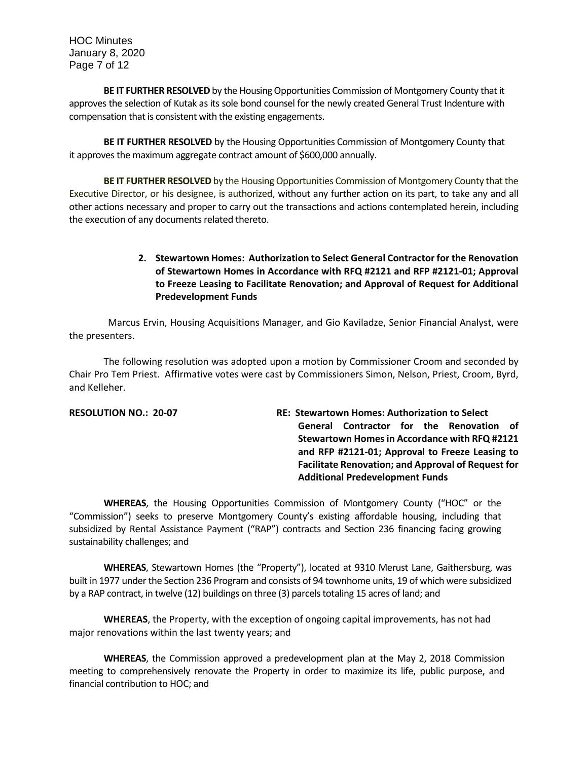**BE IT FURTHER RESOLVED** by the Housing Opportunities Commission of Montgomery County that it approves the selection of Kutak as its sole bond counsel for the newly created General Trust Indenture with compensation that is consistent with the existing engagements.

**BE IT FURTHER RESOLVED** by the Housing Opportunities Commission of Montgomery County that it approves the maximum aggregate contract amount of $600,000 annually.

**BE IT FURTHER RESOLVED** by the Housing Opportunities Commission of Montgomery County that the Executive Director, or his designee, is authorized, without any further action on its part, to take any and all other actions necessary and proper to carry out the transactions and actions contemplated herein, including the execution of any documents related thereto.

**2. Stewartown Homes: Authorization to Select General Contractor for the Renovation of Stewartown Homes in Accordance with RFQ #2121 and RFP #2121-01; Approval to Freeze Leasing to Facilitate Renovation; and Approval of Request for Additional Predevelopment Funds**

Marcus Ervin, Housing Acquisitions Manager, and Gio Kaviladze, Senior Financial Analyst, were the presenters.

The following resolution was adopted upon a motion by Commissioner Croom and seconded by Chair Pro Tem Priest. Affirmative votes were cast by Commissioners Simon, Nelson, Priest, Croom, Byrd, and Kelleher.

**RESOLUTION NO.: 20-07**

**RE: Stewartown Homes: Authorization to Select General Contractor for the Renovation of Stewartown Homes in Accordance with RFQ #2121 and RFP #2121-01; Approval to Freeze Leasing to Facilitate Renovation; and Approval of Request for Additional Predevelopment Funds**

**WHEREAS**, the Housing Opportunities Commission of Montgomery County ("HOC" or the "Commission") seeks to preserve Montgomery County's existing affordable housing, including that subsidized by Rental Assistance Payment ("RAP") contracts and Section 236 financing facing growing sustainability challenges; and

**WHEREAS**, Stewartown Homes (the "Property"), located at 9310 Merust Lane, Gaithersburg, was built in 1977 under the Section 236 Program and consists of 94 townhome units, 19 of which were subsidized by a RAP contract, in twelve (12) buildings on three (3) parcels totaling 15 acres of land; and

**WHEREAS**, the Property, with the exception of ongoing capital improvements, has not had major renovations within the last twenty years; and

**WHEREAS**, the Commission approved a predevelopment plan at the May 2, 2018 Commission meeting to comprehensively renovate the Property in order to maximize its life, public purpose, and financial contribution to HOC; and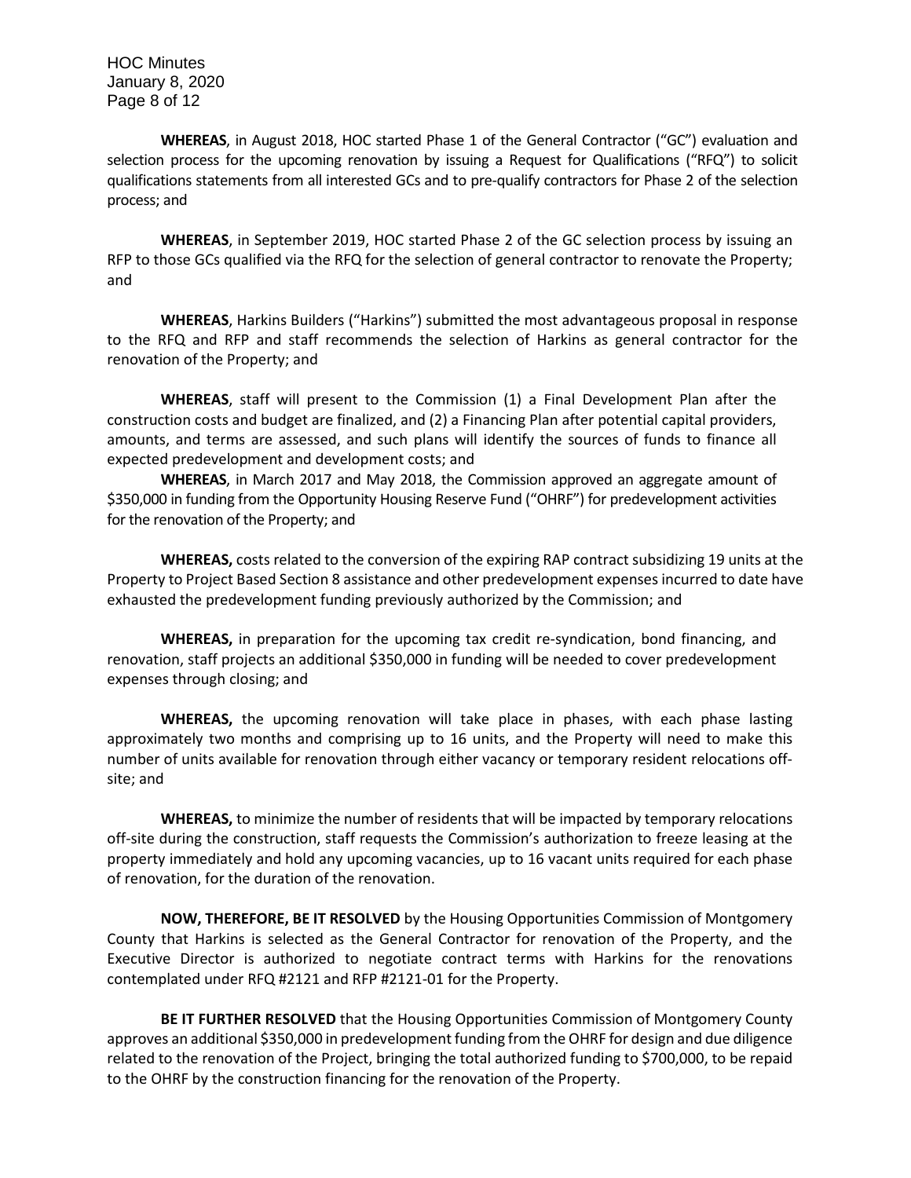**WHEREAS**, in August 2018, HOC started Phase 1 of the General Contractor ("GC") evaluation and selection process for the upcoming renovation by issuing a Request for Qualifications ("RFQ") to solicit qualifications statements from all interested GCs and to pre-qualify contractors for Phase 2 of the selection process; and

**WHEREAS**, in September 2019, HOC started Phase 2 of the GC selection process by issuing an RFP to those GCs qualified via the RFQ for the selection of general contractor to renovate the Property; and

**WHEREAS**, Harkins Builders ("Harkins") submitted the most advantageous proposal in response to the RFQ and RFP and staff recommends the selection of Harkins as general contractor for the renovation of the Property; and

**WHEREAS**, staff will present to the Commission (1) a Final Development Plan after the construction costs and budget are finalized, and (2) a Financing Plan after potential capital providers, amounts, and terms are assessed, and such plans will identify the sources of funds to finance all expected predevelopment and development costs; and

**WHEREAS**, in March 2017 and May 2018, the Commission approved an aggregate amount of $350,000 in funding from the Opportunity Housing Reserve Fund ("OHRF") for predevelopment activities for the renovation of the Property; and

**WHEREAS,** costs related to the conversion of the expiring RAP contract subsidizing 19 units at the Property to Project Based Section 8 assistance and other predevelopment expenses incurred to date have exhausted the predevelopment funding previously authorized by the Commission; and

**WHEREAS,** in preparation for the upcoming tax credit re-syndication, bond financing, and renovation, staff projects an additional $350,000 in funding will be needed to cover predevelopment expenses through closing; and

**WHEREAS,** the upcoming renovation will take place in phases, with each phase lasting approximately two months and comprising up to 16 units, and the Property will need to make this number of units available for renovation through either vacancy or temporary resident relocations off-site; and

**WHEREAS,** to minimize the number of residents that will be impacted by temporary relocations off-site during the construction, staff requests the Commission's authorization to freeze leasing at the property immediately and hold any upcoming vacancies, up to 16 vacant units required for each phase of renovation, for the duration of the renovation.

**NOW, THEREFORE, BE IT RESOLVED** by the Housing Opportunities Commission of Montgomery County that Harkins is selected as the General Contractor for renovation of the Property, and the Executive Director is authorized to negotiate contract terms with Harkins for the renovations contemplated under RFQ #2121 and RFP #2121-01 for the Property.

**BE IT FURTHER RESOLVED** that the Housing Opportunities Commission of Montgomery County approves an additional $350,000 in predevelopment funding from the OHRF for design and due diligence related to the renovation of the Project, bringing the total authorized funding to $700,000, to be repaid to the OHRF by the construction financing for the renovation of the Property.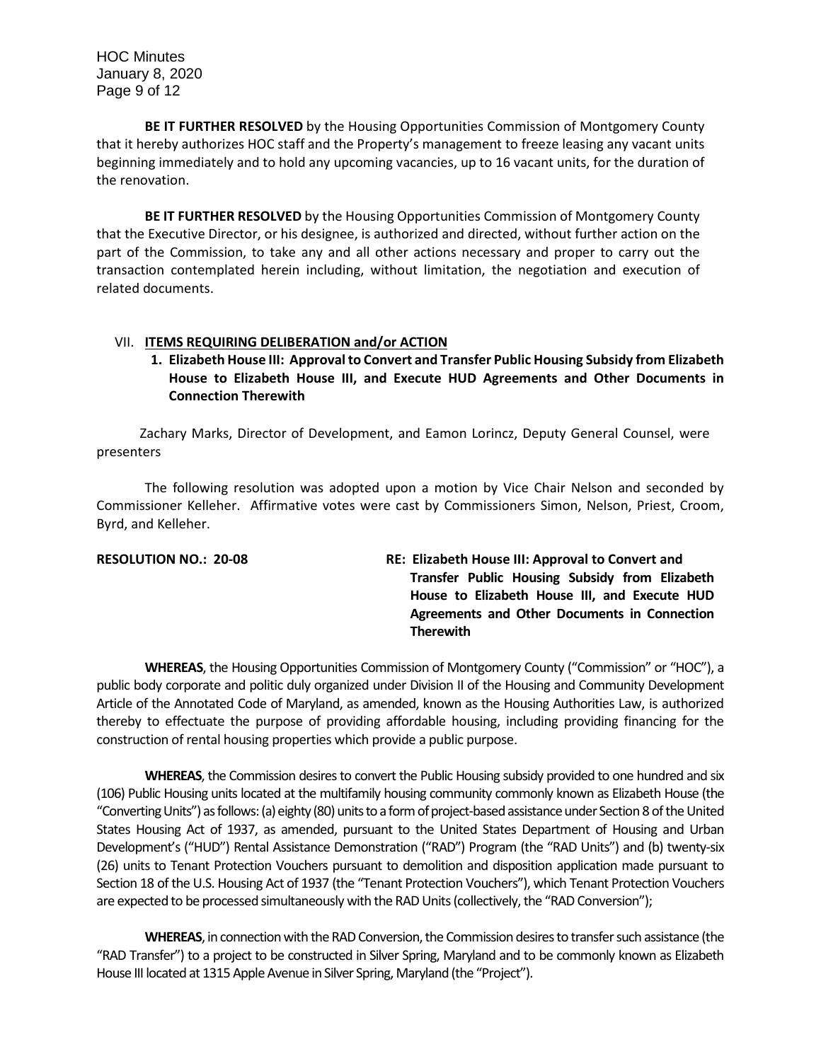**BE IT FURTHER RESOLVED** by the Housing Opportunities Commission of Montgomery County that it hereby authorizes HOC staff and the Property's management to freeze leasing any vacant units beginning immediately and to hold any upcoming vacancies, up to 16 vacant units, for the duration of the renovation.

**BE IT FURTHER RESOLVED** by the Housing Opportunities Commission of Montgomery County that the Executive Director, or his designee, is authorized and directed, without further action on the part of the Commission, to take any and all other actions necessary and proper to carry out the transaction contemplated herein including, without limitation, the negotiation and execution of related documents.

## VII. ITEMS REQUIRING DELIBERATION and/or ACTION

**1. Elizabeth House III: Approval to Convert and Transfer Public Housing Subsidy from Elizabeth House to Elizabeth House III, and Execute HUD Agreements and Other Documents in Connection Therewith**

Zachary Marks, Director of Development, and Eamon Lorincz, Deputy General Counsel, were presenters

The following resolution was adopted upon a motion by Vice Chair Nelson and seconded by Commissioner Kelleher. Affirmative votes were cast by Commissioners Simon, Nelson, Priest, Croom, Byrd, and Kelleher.

**RESOLUTION NO.: 20-08**

**RE: Elizabeth House III: Approval to Convert and Transfer Public Housing Subsidy from Elizabeth House to Elizabeth House III, and Execute HUD Agreements and Other Documents in Connection Therewith**

**WHEREAS**, the Housing Opportunities Commission of Montgomery County ("Commission" or "HOC"), a public body corporate and politic duly organized under Division II of the Housing and Community Development Article of the Annotated Code of Maryland, as amended, known as the Housing Authorities Law, is authorized thereby to effectuate the purpose of providing affordable housing, including providing financing for the construction of rental housing properties which provide a public purpose.

**WHEREAS**, the Commission desires to convert the Public Housing subsidy provided to one hundred and six (106) Public Housing units located at the multifamily housing community commonly known as Elizabeth House (the "Converting Units") as follows: (a) eighty (80) units to a form of project-based assistance under Section 8 of the United States Housing Act of 1937, as amended, pursuant to the United States Department of Housing and Urban Development's ("HUD") Rental Assistance Demonstration ("RAD") Program (the "RAD Units") and (b) twenty-six (26) units to Tenant Protection Vouchers pursuant to demolition and disposition application made pursuant to Section 18 of the U.S. Housing Act of 1937 (the "Tenant Protection Vouchers"), which Tenant Protection Vouchers are expected to be processed simultaneously with the RAD Units (collectively, the "RAD Conversion");

**WHEREAS**, in connection with the RAD Conversion, the Commission desires to transfer such assistance (the "RAD Transfer") to a project to be constructed in Silver Spring, Maryland and to be commonly known as Elizabeth House III located at 1315 Apple Avenue in Silver Spring, Maryland (the "Project").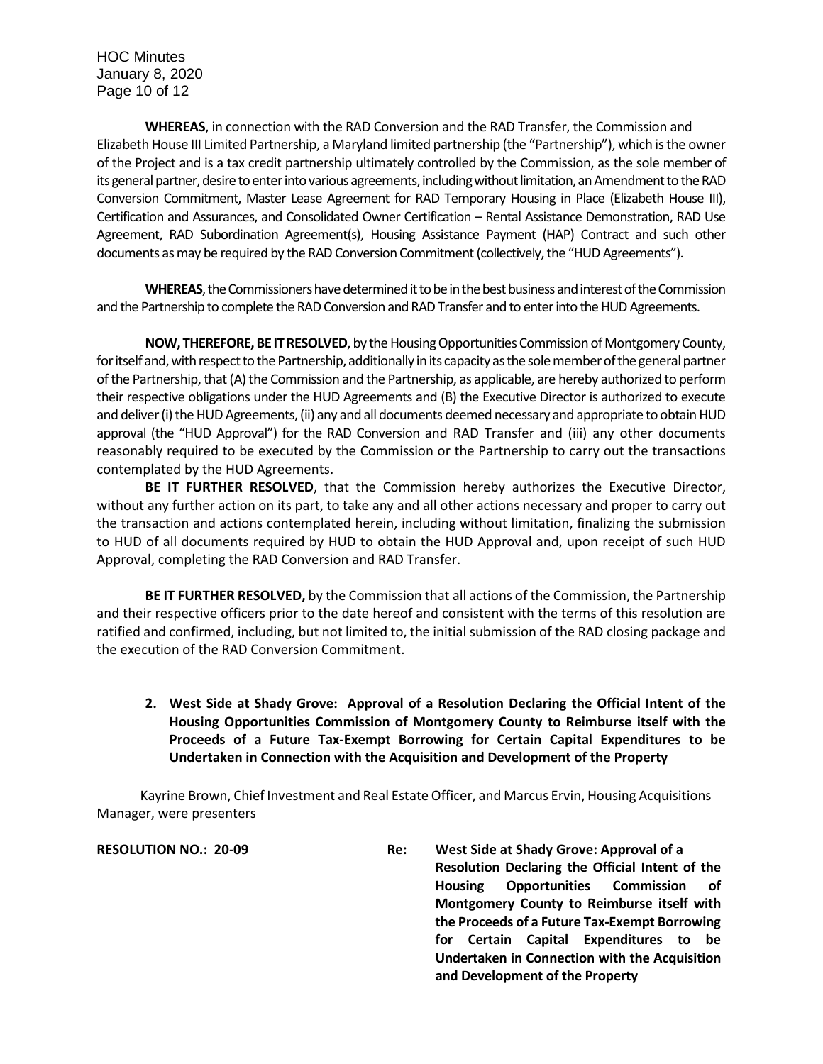**WHEREAS**, in connection with the RAD Conversion and the RAD Transfer, the Commission and Elizabeth House III Limited Partnership, a Maryland limited partnership (the "Partnership"), which is the owner of the Project and is a tax credit partnership ultimately controlled by the Commission, as the sole member of its general partner, desire to enter into various agreements, including without limitation, an Amendment to the RAD Conversion Commitment, Master Lease Agreement for RAD Temporary Housing in Place (Elizabeth House III), Certification and Assurances, and Consolidated Owner Certification – Rental Assistance Demonstration, RAD Use Agreement, RAD Subordination Agreement(s), Housing Assistance Payment (HAP) Contract and such other documents as may be required by the RAD Conversion Commitment (collectively, the "HUD Agreements").

**WHEREAS**, the Commissioners have determined it to be in the best business and interest of the Commission and the Partnership to complete the RAD Conversion and RAD Transfer and to enter into the HUD Agreements.

**NOW, THEREFORE, BE IT RESOLVED**, by the Housing Opportunities Commission of Montgomery County, for itself and, with respect to the Partnership, additionally in its capacity as the sole member of the general partner of the Partnership, that (A) the Commission and the Partnership, as applicable, are hereby authorized to perform their respective obligations under the HUD Agreements and (B) the Executive Director is authorized to execute and deliver (i) the HUD Agreements, (ii) any and all documents deemed necessary and appropriate to obtain HUD approval (the "HUD Approval") for the RAD Conversion and RAD Transfer and (iii) any other documents reasonably required to be executed by the Commission or the Partnership to carry out the transactions contemplated by the HUD Agreements.

**BE IT FURTHER RESOLVED**, that the Commission hereby authorizes the Executive Director, without any further action on its part, to take any and all other actions necessary and proper to carry out the transaction and actions contemplated herein, including without limitation, finalizing the submission to HUD of all documents required by HUD to obtain the HUD Approval and, upon receipt of such HUD Approval, completing the RAD Conversion and RAD Transfer.

**BE IT FURTHER RESOLVED,** by the Commission that all actions of the Commission, the Partnership and their respective officers prior to the date hereof and consistent with the terms of this resolution are ratified and confirmed, including, but not limited to, the initial submission of the RAD closing package and the execution of the RAD Conversion Commitment.

2. **West Side at Shady Grove: Approval of a Resolution Declaring the Official Intent of the Housing Opportunities Commission of Montgomery County to Reimburse itself with the Proceeds of a Future Tax-Exempt Borrowing for Certain Capital Expenditures to be Undertaken in Connection with the Acquisition and Development of the Property**

Kayrine Brown, Chief Investment and Real Estate Officer, and Marcus Ervin, Housing Acquisitions Manager, were presenters

**RESOLUTION NO.: 20-09** **Re: West Side at Shady Grove: Approval of a Resolution Declaring the Official Intent of the Housing Opportunities Commission of Montgomery County to Reimburse itself with the Proceeds of a Future Tax-Exempt Borrowing for Certain Capital Expenditures to be Undertaken in Connection with the Acquisition and Development of the Property**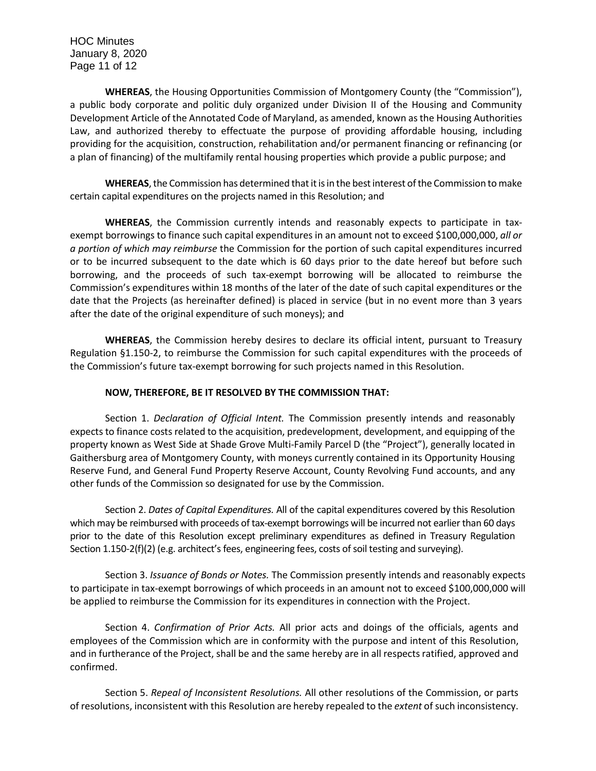**WHEREAS**, the Housing Opportunities Commission of Montgomery County (the "Commission"), a public body corporate and politic duly organized under Division II of the Housing and Community Development Article of the Annotated Code of Maryland, as amended, known as the Housing Authorities Law, and authorized thereby to effectuate the purpose of providing affordable housing, including providing for the acquisition, construction, rehabilitation and/or permanent financing or refinancing (or a plan of financing) of the multifamily rental housing properties which provide a public purpose; and

**WHEREAS**, the Commission has determined that it is in the best interest of the Commission to make certain capital expenditures on the projects named in this Resolution; and

**WHEREAS**, the Commission currently intends and reasonably expects to participate in tax-exempt borrowings to finance such capital expenditures in an amount not to exceed $100,000,000, *all or a portion of which may reimburse* the Commission for the portion of such capital expenditures incurred or to be incurred subsequent to the date which is 60 days prior to the date hereof but before such borrowing, and the proceeds of such tax-exempt borrowing will be allocated to reimburse the Commission's expenditures within 18 months of the later of the date of such capital expenditures or the date that the Projects (as hereinafter defined) is placed in service (but in no event more than 3 years after the date of the original expenditure of such moneys); and

**WHEREAS**, the Commission hereby desires to declare its official intent, pursuant to Treasury Regulation §1.150-2, to reimburse the Commission for such capital expenditures with the proceeds of the Commission's future tax-exempt borrowing for such projects named in this Resolution.

**NOW, THEREFORE, BE IT RESOLVED BY THE COMMISSION THAT:**

Section 1. *Declaration of Official Intent.* The Commission presently intends and reasonably expects to finance costs related to the acquisition, predevelopment, development, and equipping of the property known as West Side at Shade Grove Multi-Family Parcel D (the "Project"), generally located in Gaithersburg area of Montgomery County, with moneys currently contained in its Opportunity Housing Reserve Fund, and General Fund Property Reserve Account, County Revolving Fund accounts, and any other funds of the Commission so designated for use by the Commission.

Section 2. *Dates of Capital Expenditures.* All of the capital expenditures covered by this Resolution which may be reimbursed with proceeds of tax-exempt borrowings will be incurred not earlier than 60 days prior to the date of this Resolution except preliminary expenditures as defined in Treasury Regulation Section 1.150-2(f)(2) (e.g. architect's fees, engineering fees, costs of soil testing and surveying).

Section 3. *Issuance of Bonds or Notes.* The Commission presently intends and reasonably expects to participate in tax-exempt borrowings of which proceeds in an amount not to exceed $100,000,000 will be applied to reimburse the Commission for its expenditures in connection with the Project.

Section 4. *Confirmation of Prior Acts.* All prior acts and doings of the officials, agents and employees of the Commission which are in conformity with the purpose and intent of this Resolution, and in furtherance of the Project, shall be and the same hereby are in all respects ratified, approved and confirmed.

Section 5. *Repeal of Inconsistent Resolutions.* All other resolutions of the Commission, or parts of resolutions, inconsistent with this Resolution are hereby repealed to the *extent* of such inconsistency.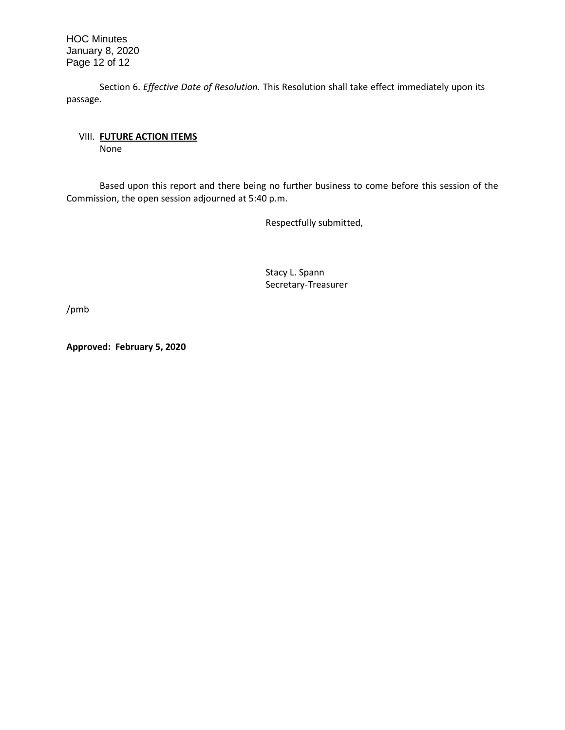Section 6. *Effective Date of Resolution.* This Resolution shall take effect immediately upon its passage.

VIII. **FUTURE ACTION ITEMS**

None

Based upon this report and there being no further business to come before this session of the Commission, the open session adjourned at 5:40 p.m.

Respectfully submitted,

Stacy L. Spann
Secretary-Treasurer

/pmb

**Approved: February 5, 2020**